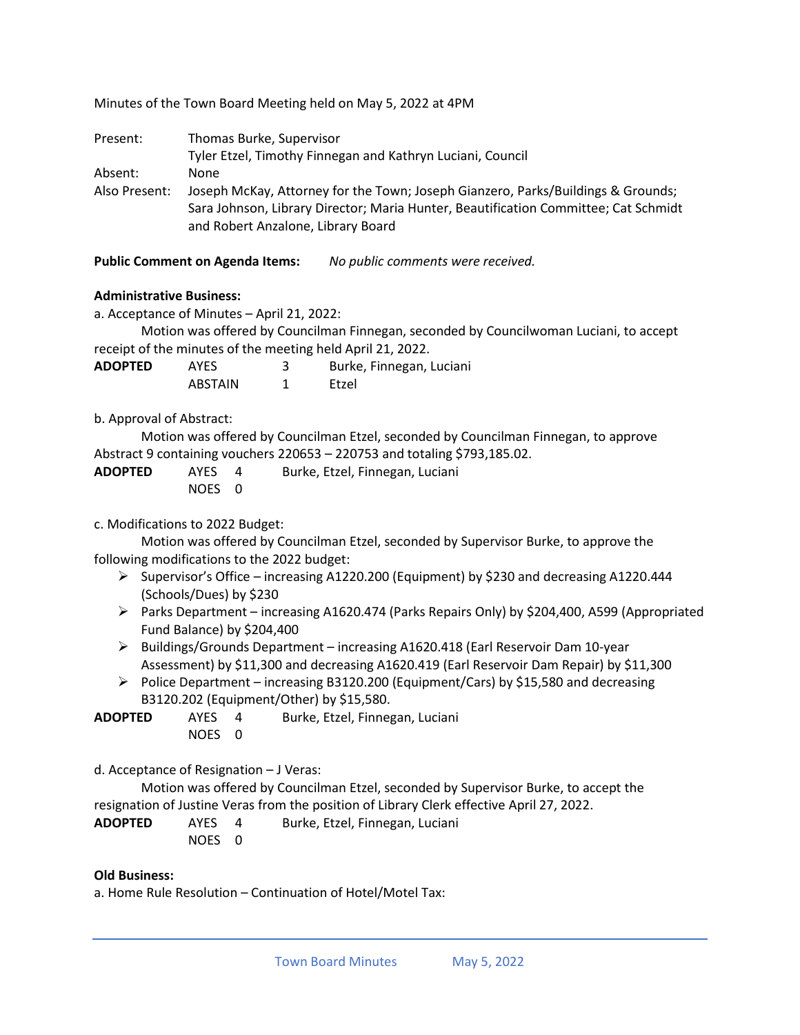Minutes of the Town Board Meeting held on May 5, 2022 at 4PM

| | |
|---|---|
| Present: | Thomas Burke, Supervisor<br>Tyler Etzel, Timothy Finnegan and Kathryn Luciani, Council |
| Absent: | None |
| Also Present: | Joseph McKay, Attorney for the Town; Joseph Gianzero, Parks/Buildings & Grounds; Sara Johnson, Library Director; Maria Hunter, Beautification Committee; Cat Schmidt and Robert Anzalone, Library Board |

**Public Comment on Agenda Items:** *No public comments were received.*

**Administrative Business:**

a. Acceptance of Minutes – April 21, 2022:

Motion was offered by Councilman Finnegan, seconded by Councilwoman Luciani, to accept receipt of the minutes of the meeting held April 21, 2022.

| | | | |
|---|---|---|---|
| **ADOPTED** | AYES | 3 | Burke, Finnegan, Luciani |
| | ABSTAIN | 1 | Etzel |

b. Approval of Abstract:

Motion was offered by Councilman Etzel, seconded by Councilman Finnegan, to approve Abstract 9 containing vouchers 220653 – 220753 and totaling $793,185.02.

| | | | |
|---|---|---|---|
| **ADOPTED** | AYES | 4 | Burke, Etzel, Finnegan, Luciani |
| | NOES | 0 | |

c. Modifications to 2022 Budget:

Motion was offered by Councilman Etzel, seconded by Supervisor Burke, to approve the following modifications to the 2022 budget:

- Supervisor's Office – increasing A1220.200 (Equipment) by $230 and decreasing A1220.444 (Schools/Dues) by $230
- Parks Department – increasing A1620.474 (Parks Repairs Only) by $204,400, A599 (Appropriated Fund Balance) by $204,400
- Buildings/Grounds Department – increasing A1620.418 (Earl Reservoir Dam 10-year Assessment) by $11,300 and decreasing A1620.419 (Earl Reservoir Dam Repair) by $11,300
- Police Department – increasing B3120.200 (Equipment/Cars) by $15,580 and decreasing B3120.202 (Equipment/Other) by $15,580.

| | | | |
|---|---|---|---|
| **ADOPTED** | AYES | 4 | Burke, Etzel, Finnegan, Luciani |
| | NOES | 0 | |

d. Acceptance of Resignation – J Veras:

Motion was offered by Councilman Etzel, seconded by Supervisor Burke, to accept the resignation of Justine Veras from the position of Library Clerk effective April 27, 2022.

| | | | |
|---|---|---|---|
| **ADOPTED** | AYES | 4 | Burke, Etzel, Finnegan, Luciani |
| | NOES | 0 | |

**Old Business:**

a. Home Rule Resolution – Continuation of Hotel/Motel Tax: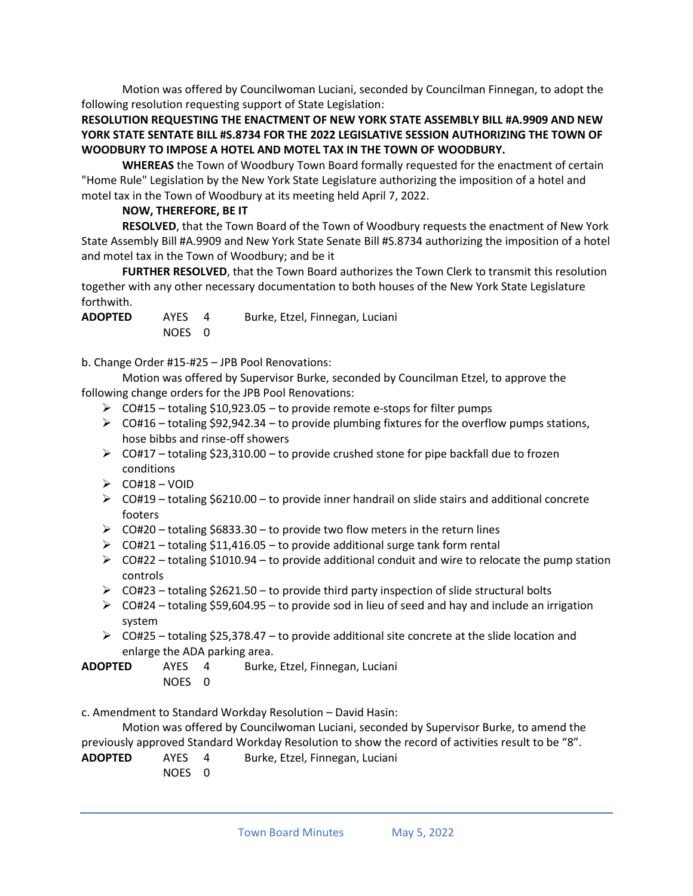Motion was offered by Councilwoman Luciani, seconded by Councilman Finnegan, to adopt the following resolution requesting support of State Legislation:

**RESOLUTION REQUESTING THE ENACTMENT OF NEW YORK STATE ASSEMBLY BILL #A.9909 AND NEW YORK STATE SENTATE BILL #S.8734 FOR THE 2022 LEGISLATIVE SESSION AUTHORIZING THE TOWN OF WOODBURY TO IMPOSE A HOTEL AND MOTEL TAX IN THE TOWN OF WOODBURY.**

**WHEREAS** the Town of Woodbury Town Board formally requested for the enactment of certain "Home Rule" Legislation by the New York State Legislature authorizing the imposition of a hotel and motel tax in the Town of Woodbury at its meeting held April 7, 2022.

**NOW, THEREFORE, BE IT**

**RESOLVED**, that the Town Board of the Town of Woodbury requests the enactment of New York State Assembly Bill #A.9909 and New York State Senate Bill #S.8734 authorizing the imposition of a hotel and motel tax in the Town of Woodbury; and be it

**FURTHER RESOLVED**, that the Town Board authorizes the Town Clerk to transmit this resolution together with any other necessary documentation to both houses of the New York State Legislature forthwith.

**ADOPTED** AYES 4 Burke, Etzel, Finnegan, Luciani
NOES 0

b. Change Order #15-#25 – JPB Pool Renovations:

Motion was offered by Supervisor Burke, seconded by Councilman Etzel, to approve the following change orders for the JPB Pool Renovations:

- CO#15 – totaling $10,923.05 – to provide remote e-stops for filter pumps
- CO#16 – totaling $92,942.34 – to provide plumbing fixtures for the overflow pumps stations, hose bibbs and rinse-off showers
- CO#17 – totaling $23,310.00 – to provide crushed stone for pipe backfall due to frozen conditions
- CO#18 – VOID
- CO#19 – totaling $6210.00 – to provide inner handrail on slide stairs and additional concrete footers
- CO#20 – totaling $6833.30 – to provide two flow meters in the return lines
- CO#21 – totaling $11,416.05 – to provide additional surge tank form rental
- CO#22 – totaling $1010.94 – to provide additional conduit and wire to relocate the pump station controls
- CO#23 – totaling $2621.50 – to provide third party inspection of slide structural bolts
- CO#24 – totaling $59,604.95 – to provide sod in lieu of seed and hay and include an irrigation system
- CO#25 – totaling $25,378.47 – to provide additional site concrete at the slide location and enlarge the ADA parking area.

**ADOPTED** AYES 4 Burke, Etzel, Finnegan, Luciani
NOES 0

c. Amendment to Standard Workday Resolution – David Hasin:

Motion was offered by Councilwoman Luciani, seconded by Supervisor Burke, to amend the previously approved Standard Workday Resolution to show the record of activities result to be "8".

**ADOPTED** AYES 4 Burke, Etzel, Finnegan, Luciani
NOES 0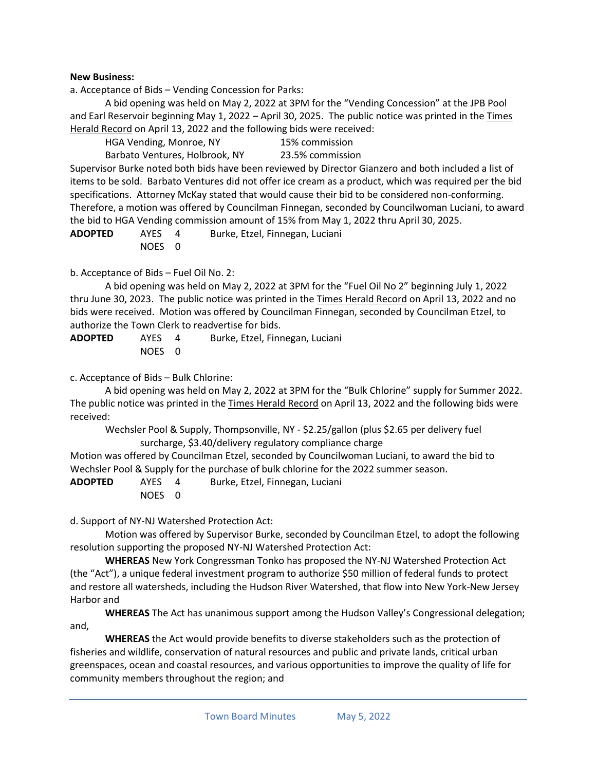**New Business:**

a. Acceptance of Bids – Vending Concession for Parks:

A bid opening was held on May 2, 2022 at 3PM for the "Vending Concession" at the JPB Pool and Earl Reservoir beginning May 1, 2022 – April 30, 2025. The public notice was printed in the Times Herald Record on April 13, 2022 and the following bids were received:

HGA Vending, Monroe, NY 15% commission
Barbato Ventures, Holbrook, NY 23.5% commission

Supervisor Burke noted both bids have been reviewed by Director Gianzero and both included a list of items to be sold. Barbato Ventures did not offer ice cream as a product, which was required per the bid specifications. Attorney McKay stated that would cause their bid to be considered non-conforming. Therefore, a motion was offered by Councilman Finnegan, seconded by Councilwoman Luciani, to award the bid to HGA Vending commission amount of 15% from May 1, 2022 thru April 30, 2025.

**ADOPTED** AYES 4 Burke, Etzel, Finnegan, Luciani
NOES 0

b. Acceptance of Bids – Fuel Oil No. 2:

A bid opening was held on May 2, 2022 at 3PM for the "Fuel Oil No 2" beginning July 1, 2022 thru June 30, 2023. The public notice was printed in the Times Herald Record on April 13, 2022 and no bids were received. Motion was offered by Councilman Finnegan, seconded by Councilman Etzel, to authorize the Town Clerk to readvertise for bids.

**ADOPTED** AYES 4 Burke, Etzel, Finnegan, Luciani
NOES 0

c. Acceptance of Bids – Bulk Chlorine:

A bid opening was held on May 2, 2022 at 3PM for the "Bulk Chlorine" supply for Summer 2022. The public notice was printed in the Times Herald Record on April 13, 2022 and the following bids were received:

Wechsler Pool & Supply, Thompsonville, NY - $2.25/gallon (plus $2.65 per delivery fuel surcharge, $3.40/delivery regulatory compliance charge

Motion was offered by Councilman Etzel, seconded by Councilwoman Luciani, to award the bid to Wechsler Pool & Supply for the purchase of bulk chlorine for the 2022 summer season.

**ADOPTED** AYES 4 Burke, Etzel, Finnegan, Luciani
NOES 0

d. Support of NY-NJ Watershed Protection Act:

Motion was offered by Supervisor Burke, seconded by Councilman Etzel, to adopt the following resolution supporting the proposed NY-NJ Watershed Protection Act:

**WHEREAS** New York Congressman Tonko has proposed the NY-NJ Watershed Protection Act (the "Act"), a unique federal investment program to authorize $50 million of federal funds to protect and restore all watersheds, including the Hudson River Watershed, that flow into New York-New Jersey Harbor and

**WHEREAS** The Act has unanimous support among the Hudson Valley's Congressional delegation; and,

**WHEREAS** the Act would provide benefits to diverse stakeholders such as the protection of fisheries and wildlife, conservation of natural resources and public and private lands, critical urban greenspaces, ocean and coastal resources, and various opportunities to improve the quality of life for community members throughout the region; and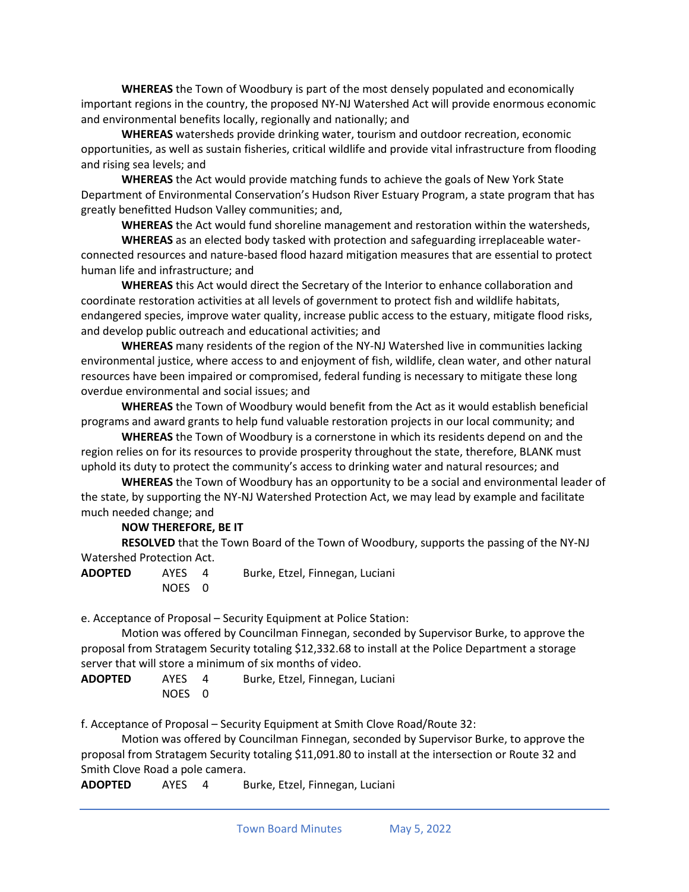**WHEREAS** the Town of Woodbury is part of the most densely populated and economically important regions in the country, the proposed NY-NJ Watershed Act will provide enormous economic and environmental benefits locally, regionally and nationally; and

**WHEREAS** watersheds provide drinking water, tourism and outdoor recreation, economic opportunities, as well as sustain fisheries, critical wildlife and provide vital infrastructure from flooding and rising sea levels; and

**WHEREAS** the Act would provide matching funds to achieve the goals of New York State Department of Environmental Conservation's Hudson River Estuary Program, a state program that has greatly benefitted Hudson Valley communities; and,

**WHEREAS** the Act would fund shoreline management and restoration within the watersheds,

**WHEREAS** as an elected body tasked with protection and safeguarding irreplaceable water-connected resources and nature-based flood hazard mitigation measures that are essential to protect human life and infrastructure; and

**WHEREAS** this Act would direct the Secretary of the Interior to enhance collaboration and coordinate restoration activities at all levels of government to protect fish and wildlife habitats, endangered species, improve water quality, increase public access to the estuary, mitigate flood risks, and develop public outreach and educational activities; and

**WHEREAS** many residents of the region of the NY-NJ Watershed live in communities lacking environmental justice, where access to and enjoyment of fish, wildlife, clean water, and other natural resources have been impaired or compromised, federal funding is necessary to mitigate these long overdue environmental and social issues; and

**WHEREAS** the Town of Woodbury would benefit from the Act as it would establish beneficial programs and award grants to help fund valuable restoration projects in our local community; and

**WHEREAS** the Town of Woodbury is a cornerstone in which its residents depend on and the region relies on for its resources to provide prosperity throughout the state, therefore, BLANK must uphold its duty to protect the community's access to drinking water and natural resources; and

**WHEREAS** the Town of Woodbury has an opportunity to be a social and environmental leader of the state, by supporting the NY-NJ Watershed Protection Act, we may lead by example and facilitate much needed change; and

**NOW THEREFORE, BE IT**

**RESOLVED** that the Town Board of the Town of Woodbury, supports the passing of the NY-NJ Watershed Protection Act.

**ADOPTED** AYES 4 Burke, Etzel, Finnegan, Luciani
NOES 0

e. Acceptance of Proposal – Security Equipment at Police Station:

Motion was offered by Councilman Finnegan, seconded by Supervisor Burke, to approve the proposal from Stratagem Security totaling $12,332.68 to install at the Police Department a storage server that will store a minimum of six months of video.

**ADOPTED** AYES 4 Burke, Etzel, Finnegan, Luciani
NOES 0

f. Acceptance of Proposal – Security Equipment at Smith Clove Road/Route 32:

Motion was offered by Councilman Finnegan, seconded by Supervisor Burke, to approve the proposal from Stratagem Security totaling $11,091.80 to install at the intersection or Route 32 and Smith Clove Road a pole camera.

**ADOPTED** AYES 4 Burke, Etzel, Finnegan, Luciani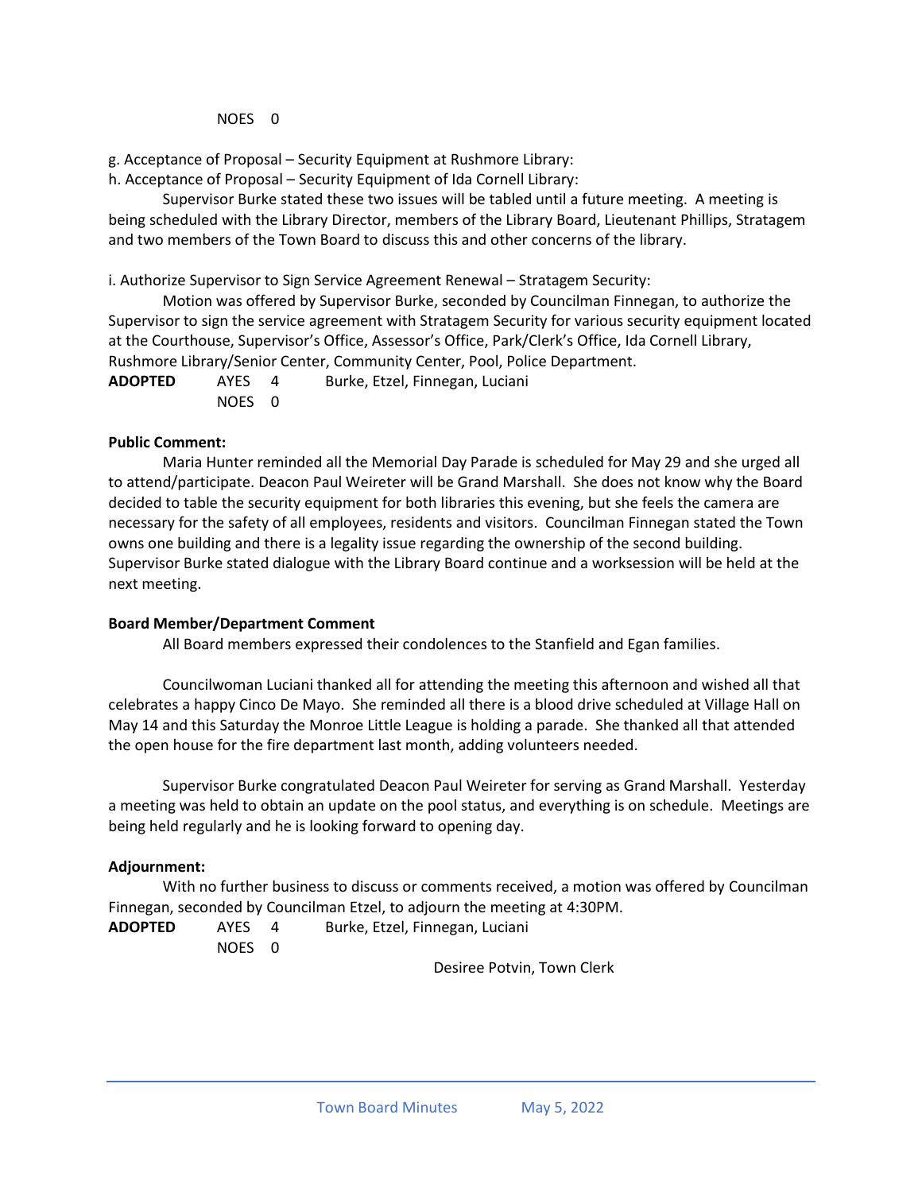NOES 0

g. Acceptance of Proposal – Security Equipment at Rushmore Library:
h. Acceptance of Proposal – Security Equipment of Ida Cornell Library:

Supervisor Burke stated these two issues will be tabled until a future meeting. A meeting is being scheduled with the Library Director, members of the Library Board, Lieutenant Phillips, Stratagem and two members of the Town Board to discuss this and other concerns of the library.

i. Authorize Supervisor to Sign Service Agreement Renewal – Stratagem Security:

Motion was offered by Supervisor Burke, seconded by Councilman Finnegan, to authorize the Supervisor to sign the service agreement with Stratagem Security for various security equipment located at the Courthouse, Supervisor's Office, Assessor's Office, Park/Clerk's Office, Ida Cornell Library, Rushmore Library/Senior Center, Community Center, Pool, Police Department.

**ADOPTED** AYES 4 Burke, Etzel, Finnegan, Luciani
NOES 0

**Public Comment:**

Maria Hunter reminded all the Memorial Day Parade is scheduled for May 29 and she urged all to attend/participate. Deacon Paul Weireter will be Grand Marshall. She does not know why the Board decided to table the security equipment for both libraries this evening, but she feels the camera are necessary for the safety of all employees, residents and visitors. Councilman Finnegan stated the Town owns one building and there is a legality issue regarding the ownership of the second building. Supervisor Burke stated dialogue with the Library Board continue and a worksession will be held at the next meeting.

**Board Member/Department Comment**

All Board members expressed their condolences to the Stanfield and Egan families.

Councilwoman Luciani thanked all for attending the meeting this afternoon and wished all that celebrates a happy Cinco De Mayo. She reminded all there is a blood drive scheduled at Village Hall on May 14 and this Saturday the Monroe Little League is holding a parade. She thanked all that attended the open house for the fire department last month, adding volunteers needed.

Supervisor Burke congratulated Deacon Paul Weireter for serving as Grand Marshall. Yesterday a meeting was held to obtain an update on the pool status, and everything is on schedule. Meetings are being held regularly and he is looking forward to opening day.

**Adjournment:**

With no further business to discuss or comments received, a motion was offered by Councilman Finnegan, seconded by Councilman Etzel, to adjourn the meeting at 4:30PM.

**ADOPTED** AYES 4 Burke, Etzel, Finnegan, Luciani
NOES 0

Desiree Potvin, Town Clerk